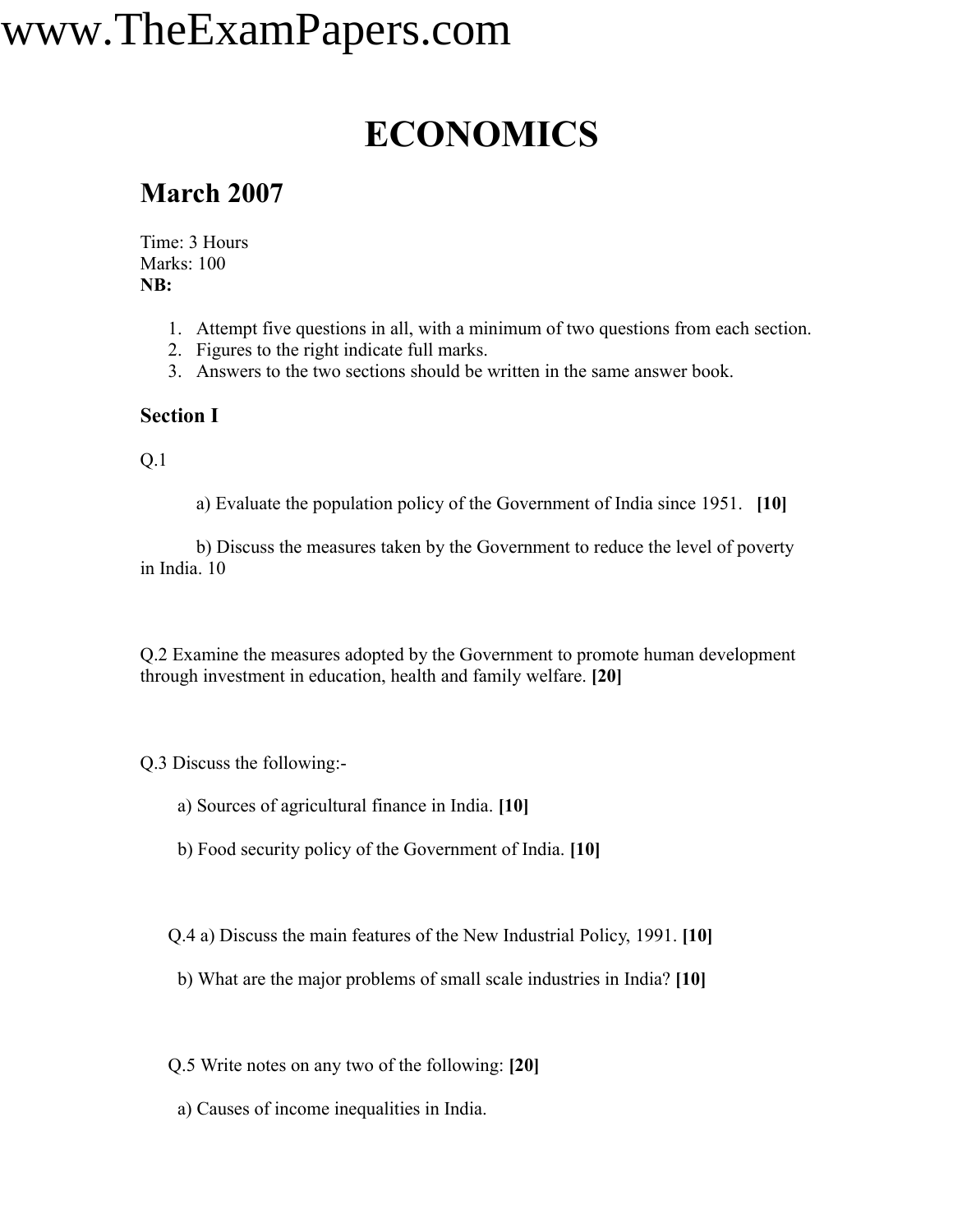# ECONOMICS

## March 2007

Time: 3 Hours
Marks: 100
**NB:**

1. Attempt five questions in all, with a minimum of two questions from each section.
2. Figures to the right indicate full marks.
3. Answers to the two sections should be written in the same answer book.

### Section I

Q.1

a) Evaluate the population policy of the Government of India since 1951. **[10]**

b) Discuss the measures taken by the Government to reduce the level of poverty in India. 10

Q.2 Examine the measures adopted by the Government to promote human development through investment in education, health and family welfare. **[20]**

Q.3 Discuss the following:-

a) Sources of agricultural finance in India. **[10]**

b) Food security policy of the Government of India. **[10]**

Q.4 a) Discuss the main features of the New Industrial Policy, 1991. **[10]**

b) What are the major problems of small scale industries in India? **[10]**

Q.5 Write notes on any two of the following: **[20]**

a) Causes of income inequalities in India.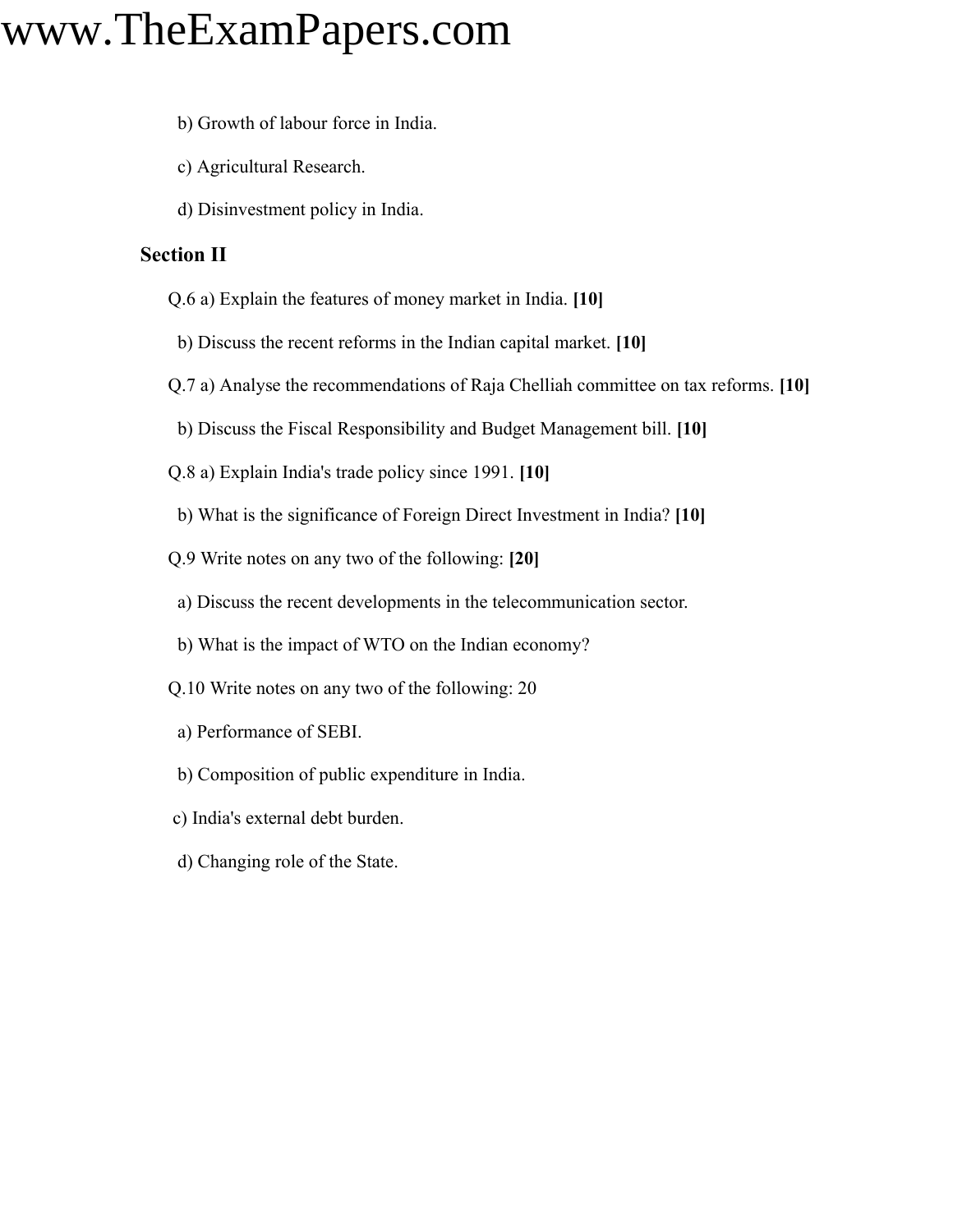b) Growth of labour force in India.

c) Agricultural Research.

d) Disinvestment policy in India.

## Section II

Q.6 a) Explain the features of money market in India. **[10]**

b) Discuss the recent reforms in the Indian capital market. **[10]**

Q.7 a) Analyse the recommendations of Raja Chelliah committee on tax reforms. **[10]**

b) Discuss the Fiscal Responsibility and Budget Management bill. **[10]**

Q.8 a) Explain India's trade policy since 1991. **[10]**

b) What is the significance of Foreign Direct Investment in India? **[10]**

Q.9 Write notes on any two of the following: **[20]**

a) Discuss the recent developments in the telecommunication sector.

b) What is the impact of WTO on the Indian economy?

Q.10 Write notes on any two of the following: 20

a) Performance of SEBI.

b) Composition of public expenditure in India.

c) India's external debt burden.

d) Changing role of the State.